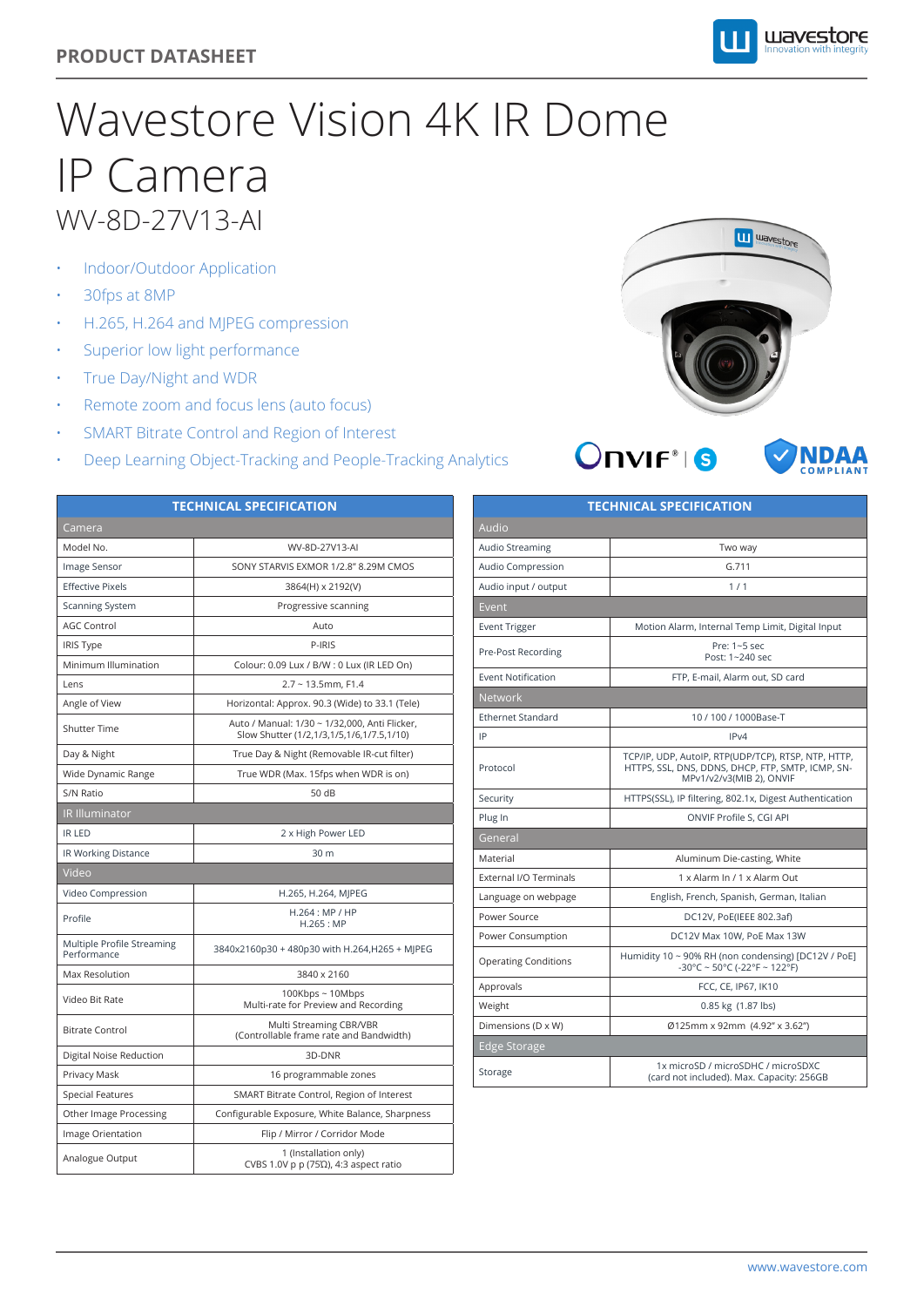PRODUCT DATASHEET

# Wavestore Vision 4K IR Dome IP Camera

## WV-8D-27V13-AI

- Indoor/Outdoor Application
- 30fps at 8MP
- H.265, H.264 and MJPEG compression
- Superior low light performance
- True Day/Night and WDR
- Remote zoom and focus lens (auto focus)
- SMART Bitrate Control and Region of Interest
- Deep Learning Object-Tracking and People-Tracking Analytics

| TECHNICAL SPECIFICATION | |
|---|---|
| **Camera** | |
| Model No. | WV-8D-27V13-AI |
| Image Sensor | SONY STARVIS EXMOR 1/2.8" 8.29M CMOS |
| Effective Pixels | 3864(H) x 2192(V) |
| Scanning System | Progressive scanning |
| AGC Control | Auto |
| IRIS Type | P-IRIS |
| Minimum Illumination | Colour: 0.09 Lux / B/W : 0 Lux (IR LED On) |
| Lens | 2.7 ~ 13.5mm, F1.4 |
| Angle of View | Horizontal: Approx. 90.3 (Wide) to 33.1 (Tele) |
| Shutter Time | Auto / Manual: 1/30 ~ 1/32,000, Anti Flicker, Slow Shutter (1/2,1/3,1/5,1/6,1/7.5,1/10) |
| Day & Night | True Day & Night (Removable IR-cut filter) |
| Wide Dynamic Range | True WDR (Max. 15fps when WDR is on) |
| S/N Ratio | 50 dB |
| **IR Illuminator** | |
| IR LED | 2 x High Power LED |
| IR Working Distance | 30 m |
| **Video** | |
| Video Compression | H.265, H.264, MJPEG |
| Profile | H.264 : MP / HP<br>H.265 : MP |
| Multiple Profile Streaming Performance | 3840x2160p30 + 480p30 with H.264,H265 + MJPEG |
| Max Resolution | 3840 x 2160 |
| Video Bit Rate | 100Kbps ~ 10Mbps<br>Multi-rate for Preview and Recording |
| Bitrate Control | Multi Streaming CBR/VBR<br>(Controllable frame rate and Bandwidth) |
| Digital Noise Reduction | 3D-DNR |
| Privacy Mask | 16 programmable zones |
| Special Features | SMART Bitrate Control, Region of Interest |
| Other Image Processing | Configurable Exposure, White Balance, Sharpness |
| Image Orientation | Flip / Mirror / Corridor Mode |
| Analogue Output | 1 (Installation only)<br>CVBS 1.0V p p (75Ω), 4:3 aspect ratio |

| TECHNICAL SPECIFICATION | |
|---|---|
| **Audio** | |
| Audio Streaming | Two way |
| Audio Compression | G.711 |
| Audio input / output | 1 / 1 |
| **Event** | |
| Event Trigger | Motion Alarm, Internal Temp Limit, Digital Input |
| Pre-Post Recording | Pre: 1~5 sec<br>Post: 1~240 sec |
| Event Notification | FTP, E-mail, Alarm out, SD card |
| **Network** | |
| Ethernet Standard | 10 / 100 / 1000Base-T |
| IP | IPv4 |
| Protocol | TCP/IP, UDP, AutoIP, RTP(UDP/TCP), RTSP, NTP, HTTP, HTTPS, SSL, DNS, DDNS, DHCP, FTP, SMTP, ICMP, SN-MPv1/v2/v3(MIB 2), ONVIF |
| Security | HTTPS(SSL), IP filtering, 802.1x, Digest Authentication |
| Plug In | ONVIF Profile S, CGI API |
| **General** | |
| Material | Aluminum Die-casting, White |
| External I/O Terminals | 1 x Alarm In / 1 x Alarm Out |
| Language on webpage | English, French, Spanish, German, Italian |
| Power Source | DC12V, PoE(IEEE 802.3af) |
| Power Consumption | DC12V Max 10W, PoE Max 13W |
| Operating Conditions | Humidity 10 ~ 90% RH (non condensing) [DC12V / PoE]<br>-30°C ~ 50°C (-22°F ~ 122°F) |
| Approvals | FCC, CE, IP67, IK10 |
| Weight | 0.85 kg (1.87 lbs) |
| Dimensions (D x W) | Ø125mm x 92mm (4.92" x 3.62") |
| **Edge Storage** | |
| Storage | 1x microSD / microSDHC / microSDXC<br>(card not included). Max. Capacity: 256GB |

www.wavestore.com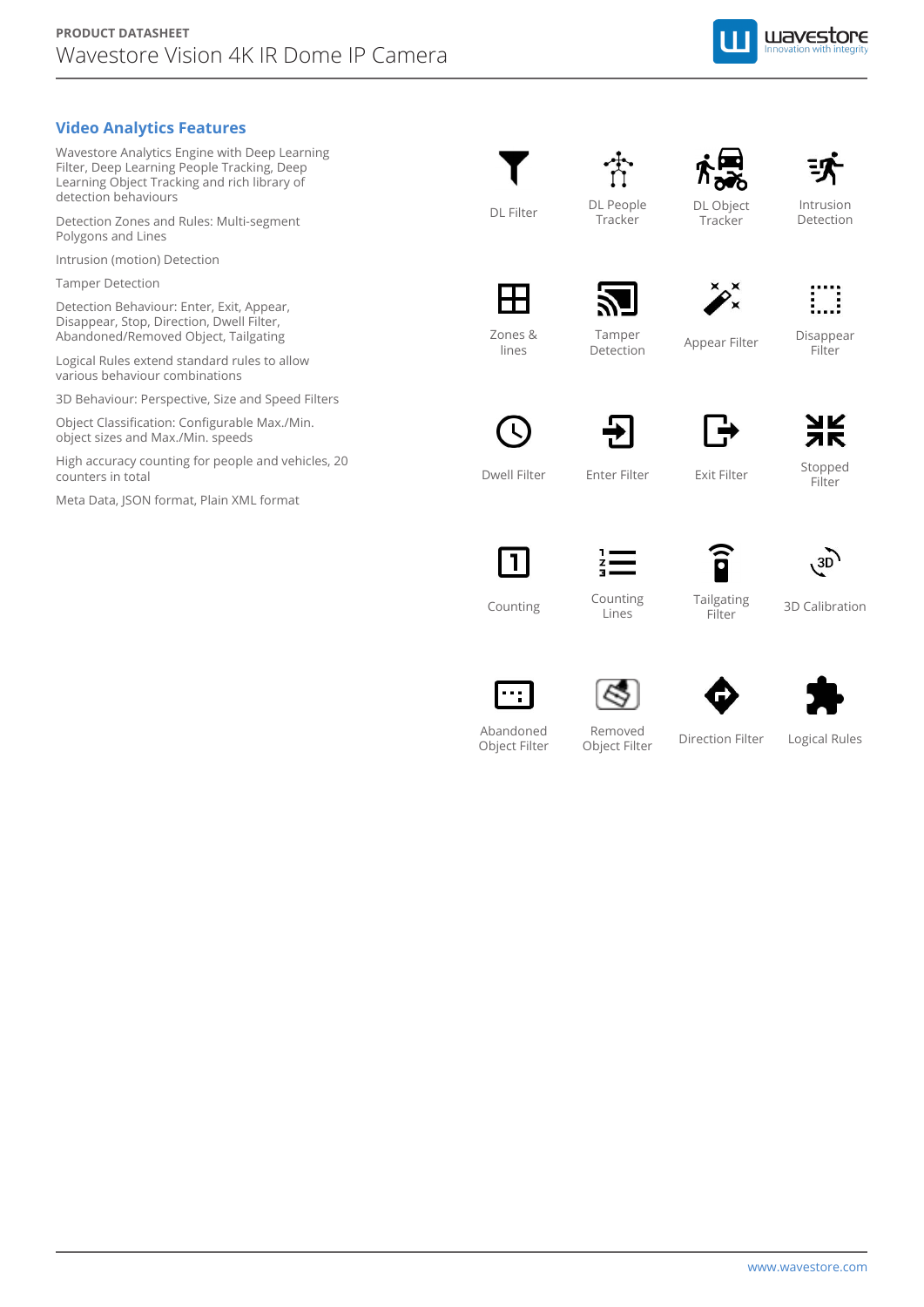## Video Analytics Features

Wavestore Analytics Engine with Deep Learning Filter, Deep Learning People Tracking, Deep Learning Object Tracking and rich library of detection behaviours

Detection Zones and Rules: Multi-segment Polygons and Lines

Intrusion (motion) Detection

Tamper Detection

Detection Behaviour: Enter, Exit, Appear, Disappear, Stop, Direction, Dwell Filter, Abandoned/Removed Object, Tailgating

Logical Rules extend standard rules to allow various behaviour combinations

3D Behaviour: Perspective, Size and Speed Filters

Object Classification: Configurable Max./Min. object sizes and Max./Min. speeds

High accuracy counting for people and vehicles, 20 counters in total

Meta Data, JSON format, Plain XML format

| | | | |
|---|---|---|---|
| DL Filter | DL People Tracker | DL Object Tracker | Intrusion Detection |
| Zones & lines | Tamper Detection | Appear Filter | Disappear Filter |
| Dwell Filter | Enter Filter | Exit Filter | Stopped Filter |
| Counting | Counting Lines | Tailgating Filter | 3D Calibration |
| Abandoned Object Filter | Removed Object Filter | Direction Filter | Logical Rules |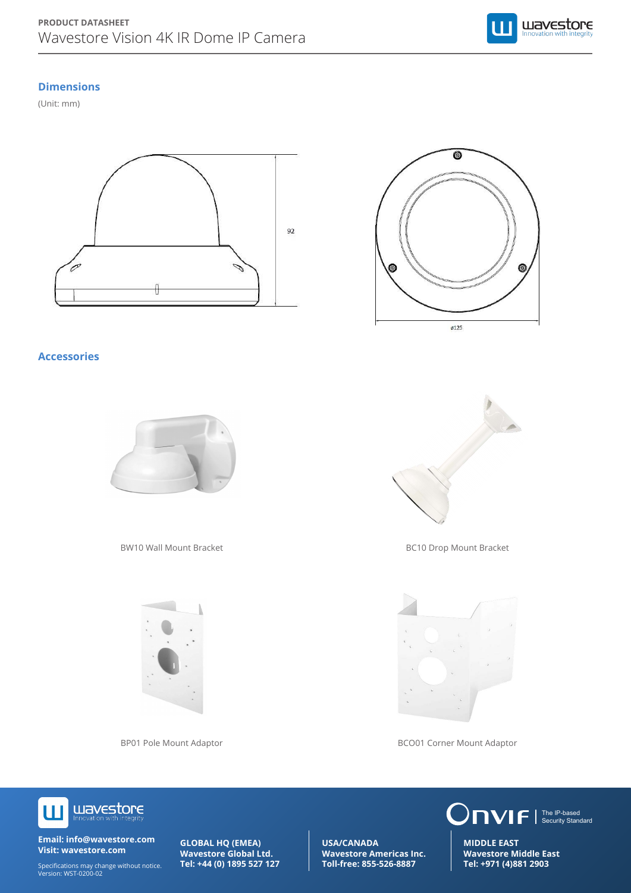## Dimensions

(Unit: mm)

92

ø125

## Accessories

BW10 Wall Mount Bracket

BC10 Drop Mount Bracket

BP01 Pole Mount Adaptor

BCO01 Corner Mount Adaptor

**Email: info@wavestore.com**
**Visit: wavestore.com**

Specifications may change without notice.
Version: WST-0200-02

**GLOBAL HQ (EMEA)**
**Wavestore Global Ltd.**
**Tel: +44 (0) 1895 527 127**

**USA/CANADA**
**Wavestore Americas Inc.**
**Toll-free: 855-526-8887**

**MIDDLE EAST**
**Wavestore Middle East**
**Tel: +971 (4)881 2903**